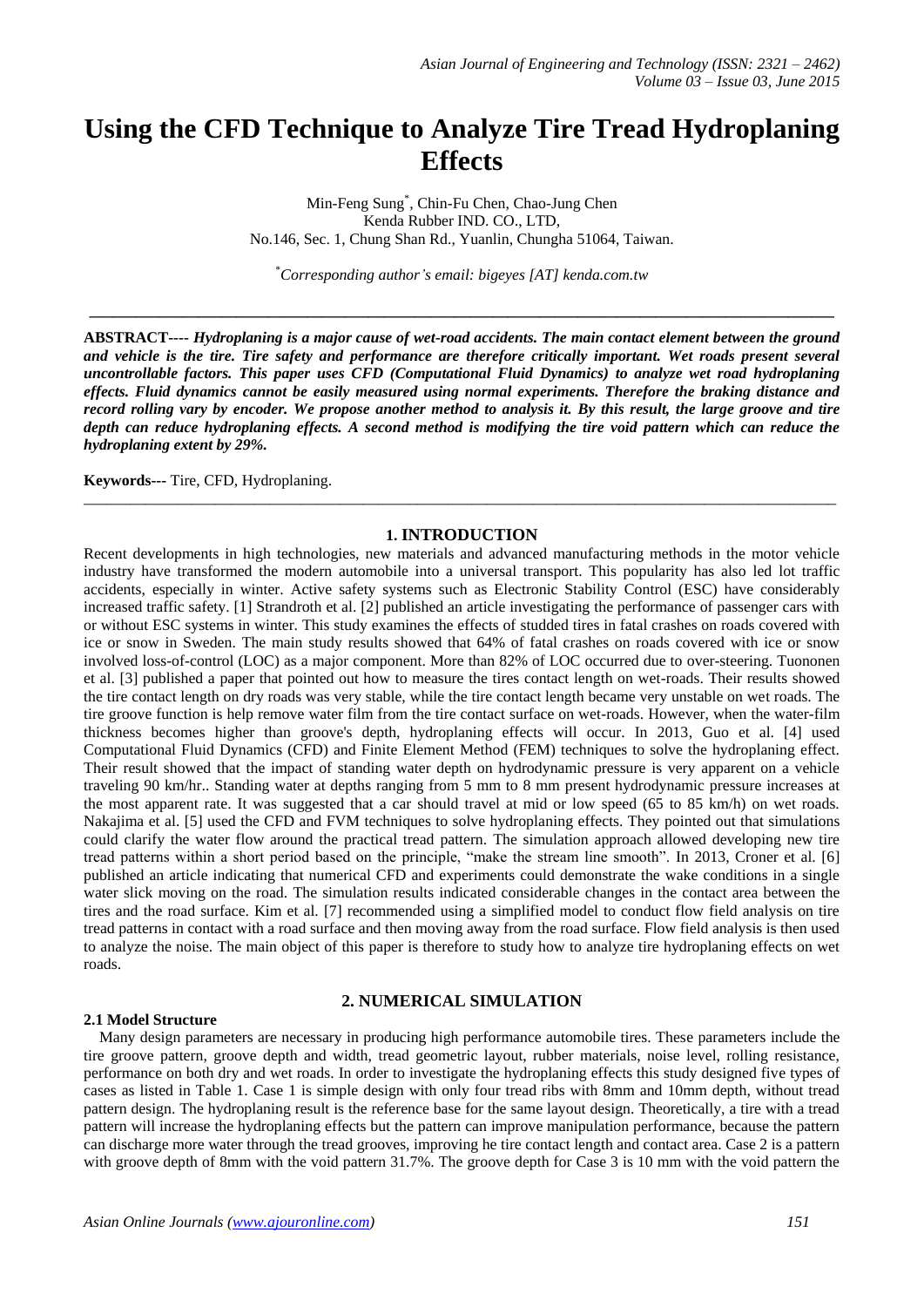# Using the CFD Technique to Analyze Tire Tread Hydroplaning Effects

Min-Feng Sung*, Chin-Fu Chen, Chao-Jung Chen
Kenda Rubber IND. CO., LTD,
No.146, Sec. 1, Chung Shan Rd., Yuanlin, Chungha 51064, Taiwan.

*\*Corresponding author's email: bigeyes [AT] kenda.com.tw*

---

**ABSTRACT----** ***Hydroplaning is a major cause of wet-road accidents. The main contact element between the ground and vehicle is the tire. Tire safety and performance are therefore critically important. Wet roads present several uncontrollable factors. This paper uses CFD (Computational Fluid Dynamics) to analyze wet road hydroplaning effects. Fluid dynamics cannot be easily measured using normal experiments. Therefore the braking distance and record rolling vary by encoder. We propose another method to analysis it. By this result, the large groove and tire depth can reduce hydroplaning effects. A second method is modifying the tire void pattern which can reduce the hydroplaning extent by 29%.***

**Keywords---** Tire, CFD, Hydroplaning.

---

## 1. INTRODUCTION

Recent developments in high technologies, new materials and advanced manufacturing methods in the motor vehicle industry have transformed the modern automobile into a universal transport. This popularity has also led lot traffic accidents, especially in winter. Active safety systems such as Electronic Stability Control (ESC) have considerably increased traffic safety. [1] Strandroth et al. [2] published an article investigating the performance of passenger cars with or without ESC systems in winter. This study examines the effects of studded tires in fatal crashes on roads covered with ice or snow in Sweden. The main study results showed that 64% of fatal crashes on roads covered with ice or snow involved loss-of-control (LOC) as a major component. More than 82% of LOC occurred due to over-steering. Tuononen et al. [3] published a paper that pointed out how to measure the tires contact length on wet-roads. Their results showed the tire contact length on dry roads was very stable, while the tire contact length became very unstable on wet roads. The tire groove function is help remove water film from the tire contact surface on wet-roads. However, when the water-film thickness becomes higher than groove's depth, hydroplaning effects will occur. In 2013, Guo et al. [4] used Computational Fluid Dynamics (CFD) and Finite Element Method (FEM) techniques to solve the hydroplaning effect. Their result showed that the impact of standing water depth on hydrodynamic pressure is very apparent on a vehicle traveling 90 km/hr.. Standing water at depths ranging from 5 mm to 8 mm present hydrodynamic pressure increases at the most apparent rate. It was suggested that a car should travel at mid or low speed (65 to 85 km/h) on wet roads. Nakajima et al. [5] used the CFD and FVM techniques to solve hydroplaning effects. They pointed out that simulations could clarify the water flow around the practical tread pattern. The simulation approach allowed developing new tire tread patterns within a short period based on the principle, "make the stream line smooth". In 2013, Croner et al. [6] published an article indicating that numerical CFD and experiments could demonstrate the wake conditions in a single water slick moving on the road. The simulation results indicated considerable changes in the contact area between the tires and the road surface. Kim et al. [7] recommended using a simplified model to conduct flow field analysis on tire tread patterns in contact with a road surface and then moving away from the road surface. Flow field analysis is then used to analyze the noise. The main object of this paper is therefore to study how to analyze tire hydroplaning effects on wet roads.

## 2. NUMERICAL SIMULATION

### 2.1 Model Structure

Many design parameters are necessary in producing high performance automobile tires. These parameters include the tire groove pattern, groove depth and width, tread geometric layout, rubber materials, noise level, rolling resistance, performance on both dry and wet roads. In order to investigate the hydroplaning effects this study designed five types of cases as listed in Table 1. Case 1 is simple design with only four tread ribs with 8mm and 10mm depth, without tread pattern design. The hydroplaning result is the reference base for the same layout design. Theoretically, a tire with a tread pattern will increase the hydroplaning effects but the pattern can improve manipulation performance, because the pattern can discharge more water through the tread grooves, improving he tire contact length and contact area. Case 2 is a pattern with groove depth of 8mm with the void pattern 31.7%. The groove depth for Case 3 is 10 mm with the void pattern the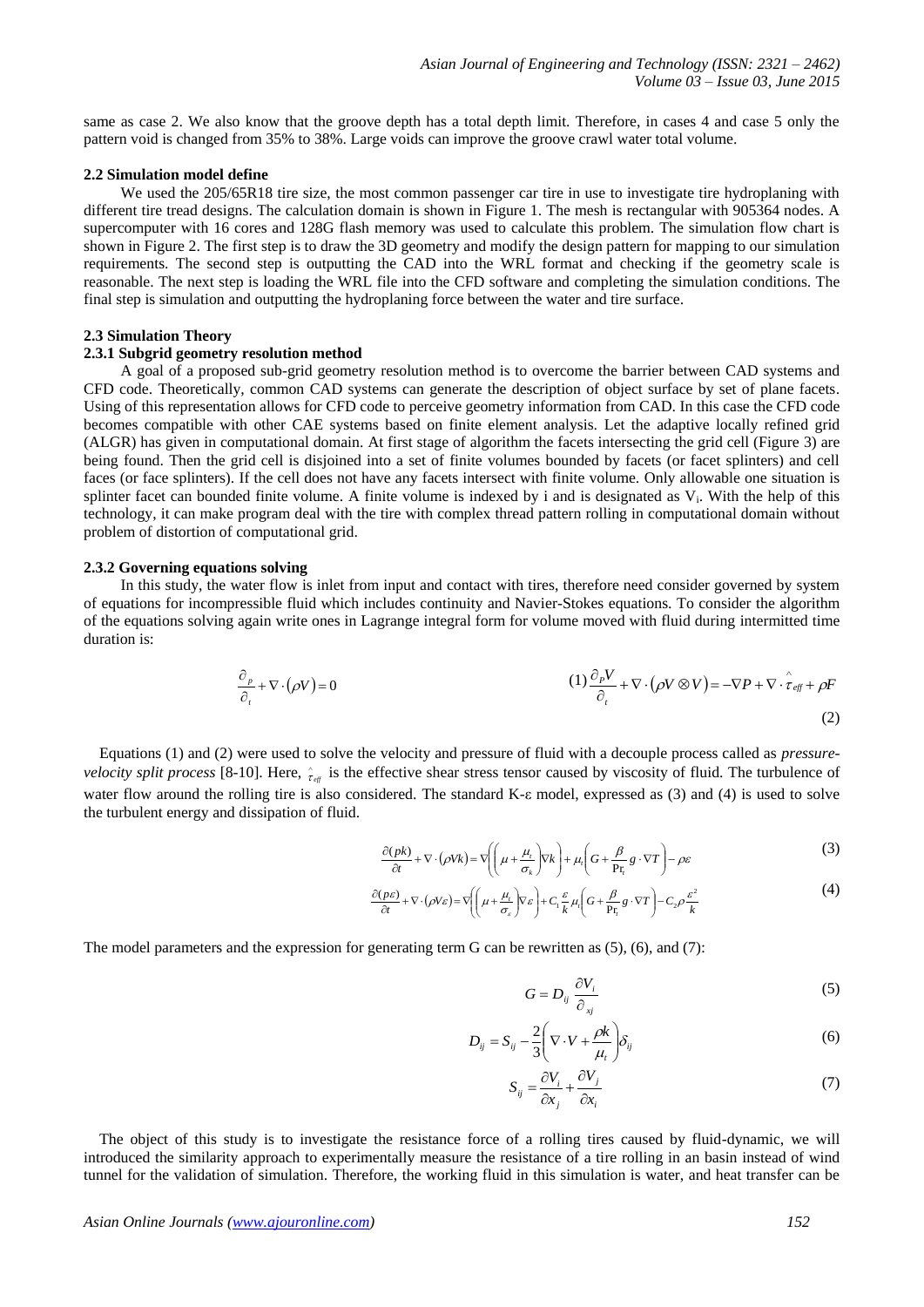same as case 2. We also know that the groove depth has a total depth limit. Therefore, in cases 4 and case 5 only the pattern void is changed from 35% to 38%. Large voids can improve the groove crawl water total volume.

### 2.2 Simulation model define

We used the 205/65R18 tire size, the most common passenger car tire in use to investigate tire hydroplaning with different tire tread designs. The calculation domain is shown in Figure 1. The mesh is rectangular with 905364 nodes. A supercomputer with 16 cores and 128G flash memory was used to calculate this problem. The simulation flow chart is shown in Figure 2. The first step is to draw the 3D geometry and modify the design pattern for mapping to our simulation requirements. The second step is outputting the CAD into the WRL format and checking if the geometry scale is reasonable. The next step is loading the WRL file into the CFD software and completing the simulation conditions. The final step is simulation and outputting the hydroplaning force between the water and tire surface.

### 2.3 Simulation Theory

#### 2.3.1 Subgrid geometry resolution method

A goal of a proposed sub-grid geometry resolution method is to overcome the barrier between CAD systems and CFD code. Theoretically, common CAD systems can generate the description of object surface by set of plane facets. Using of this representation allows for CFD code to perceive geometry information from CAD. In this case the CFD code becomes compatible with other CAE systems based on finite element analysis. Let the adaptive locally refined grid (ALGR) has given in computational domain. At first stage of algorithm the facets intersecting the grid cell (Figure 3) are being found. Then the grid cell is disjoined into a set of finite volumes bounded by facets (or facet splinters) and cell faces (or face splinters). If the cell does not have any facets intersect with finite volume. Only allowable one situation is splinter facet can bounded finite volume. A finite volume is indexed by i and is designated as $V_i$. With the help of this technology, it can make program deal with the tire with complex thread pattern rolling in computational domain without problem of distortion of computational grid.

#### 2.3.2 Governing equations solving

In this study, the water flow is inlet from input and contact with tires, therefore need consider governed by system of equations for incompressible fluid which includes continuity and Navier-Stokes equations. To consider the algorithm of the equations solving again write ones in Lagrange integral form for volume moved with fluid during intermitted time duration is:

$$\frac{\partial_p}{\partial_t} + \nabla \cdot (\rho V) = 0 \quad (1)$$

$$\frac{\partial_P V}{\partial_t} + \nabla \cdot (\rho V \otimes V) = -\nabla P + \nabla \cdot \hat{\tau}_{eff} + \rho F \quad (2)$$

Equations (1) and (2) were used to solve the velocity and pressure of fluid with a decouple process called as *pressure-velocity split process* [8-10]. Here, $\hat{\tau}_{eff}$ is the effective shear stress tensor caused by viscosity of fluid. The turbulence of water flow around the rolling tire is also considered. The standard K-ε model, expressed as (3) and (4) is used to solve the turbulent energy and dissipation of fluid.

$$\frac{\partial(pk)}{\partial t} + \nabla \cdot (\rho V k) = \nabla\left(\left(\mu + \frac{\mu_t}{\sigma_k}\right)\nabla k\right) + \mu_t\left(G + \frac{\beta}{\Pr_t} g \cdot \nabla T\right) - \rho\varepsilon \quad (3)$$

$$\frac{\partial(p\varepsilon)}{\partial t} + \nabla \cdot (\rho V \varepsilon) = \nabla\left(\left(\mu + \frac{\mu_t}{\sigma_\varepsilon}\right)\nabla \varepsilon\right) + C_1 \frac{\varepsilon}{k} \mu_t\left(G + \frac{\beta}{\Pr_t} g \cdot \nabla T\right) - C_2 \rho \frac{\varepsilon^2}{k} \quad (4)$$

The model parameters and the expression for generating term G can be rewritten as (5), (6), and (7):

$$G = D_{ij} \frac{\partial V_i}{\partial_{xj}} \quad (5)$$

$$D_{ij} = S_{ij} - \frac{2}{3}\left(\nabla \cdot V + \frac{\rho k}{\mu_t}\right)\delta_{ij} \quad (6)$$

$$S_{ij} = \frac{\partial V_i}{\partial x_j} + \frac{\partial V_j}{\partial x_i} \quad (7)$$

The object of this study is to investigate the resistance force of a rolling tires caused by fluid-dynamic, we will introduced the similarity approach to experimentally measure the resistance of a tire rolling in an basin instead of wind tunnel for the validation of simulation. Therefore, the working fluid in this simulation is water, and heat transfer can be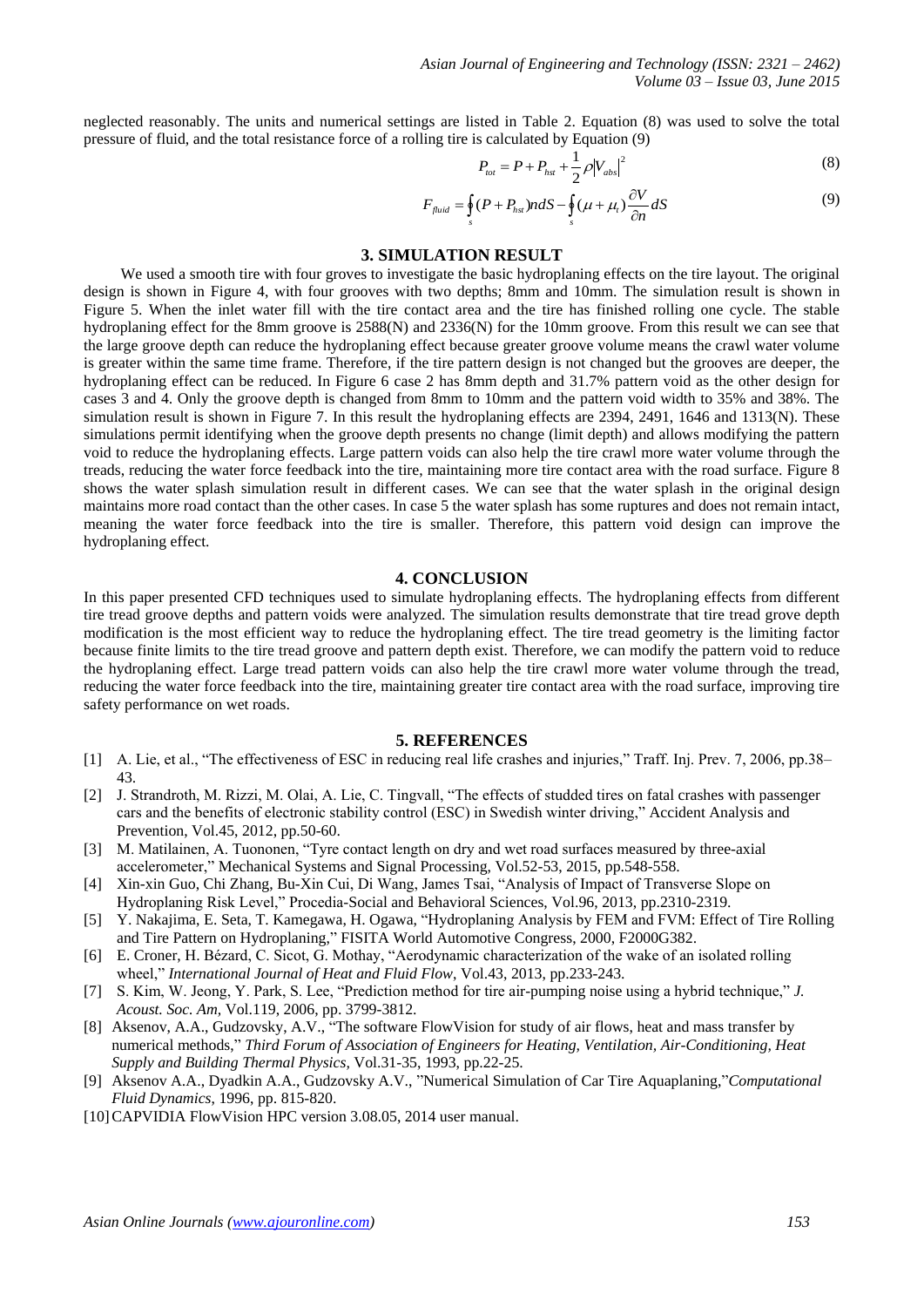neglected reasonably. The units and numerical settings are listed in Table 2. Equation (8) was used to solve the total pressure of fluid, and the total resistance force of a rolling tire is calculated by Equation (9)

$$P_{tot} = P + P_{hst} + \frac{1}{2}\rho|V_{abs}|^2 \tag{8}$$

$$F_{fluid} = \oint_s (P + P_{hst})ndS - \oint_s (\mu + \mu_t)\frac{\partial V}{\partial n}dS \tag{9}$$

## 3. SIMULATION RESULT

We used a smooth tire with four groves to investigate the basic hydroplaning effects on the tire layout. The original design is shown in Figure 4, with four grooves with two depths; 8mm and 10mm. The simulation result is shown in Figure 5. When the inlet water fill with the tire contact area and the tire has finished rolling one cycle. The stable hydroplaning effect for the 8mm groove is 2588(N) and 2336(N) for the 10mm groove. From this result we can see that the large groove depth can reduce the hydroplaning effect because greater groove volume means the crawl water volume is greater within the same time frame. Therefore, if the tire pattern design is not changed but the grooves are deeper, the hydroplaning effect can be reduced. In Figure 6 case 2 has 8mm depth and 31.7% pattern void as the other design for cases 3 and 4. Only the groove depth is changed from 8mm to 10mm and the pattern void width to 35% and 38%. The simulation result is shown in Figure 7. In this result the hydroplaning effects are 2394, 2491, 1646 and 1313(N). These simulations permit identifying when the groove depth presents no change (limit depth) and allows modifying the pattern void to reduce the hydroplaning effects. Large pattern voids can also help the tire crawl more water volume through the treads, reducing the water force feedback into the tire, maintaining more tire contact area with the road surface. Figure 8 shows the water splash simulation result in different cases. We can see that the water splash in the original design maintains more road contact than the other cases. In case 5 the water splash has some ruptures and does not remain intact, meaning the water force feedback into the tire is smaller. Therefore, this pattern void design can improve the hydroplaning effect.

## 4. CONCLUSION

In this paper presented CFD techniques used to simulate hydroplaning effects. The hydroplaning effects from different tire tread groove depths and pattern voids were analyzed. The simulation results demonstrate that tire tread grove depth modification is the most efficient way to reduce the hydroplaning effect. The tire tread geometry is the limiting factor because finite limits to the tire tread groove and pattern depth exist. Therefore, we can modify the pattern void to reduce the hydroplaning effect. Large tread pattern voids can also help the tire crawl more water volume through the tread, reducing the water force feedback into the tire, maintaining greater tire contact area with the road surface, improving tire safety performance on wet roads.

## 5. REFERENCES

[1] A. Lie, et al., "The effectiveness of ESC in reducing real life crashes and injuries," Traff. Inj. Prev. 7, 2006, pp.38–43.

[2] J. Strandroth, M. Rizzi, M. Olai, A. Lie, C. Tingvall, "The effects of studded tires on fatal crashes with passenger cars and the benefits of electronic stability control (ESC) in Swedish winter driving," Accident Analysis and Prevention, Vol.45, 2012, pp.50-60.

[3] M. Matilainen, A. Tuononen, "Tyre contact length on dry and wet road surfaces measured by three-axial accelerometer," Mechanical Systems and Signal Processing, Vol.52-53, 2015, pp.548-558.

[4] Xin-xin Guo, Chi Zhang, Bu-Xin Cui, Di Wang, James Tsai, "Analysis of Impact of Transverse Slope on Hydroplaning Risk Level," Procedia-Social and Behavioral Sciences, Vol.96, 2013, pp.2310-2319.

[5] Y. Nakajima, E. Seta, T. Kamegawa, H. Ogawa, "Hydroplaning Analysis by FEM and FVM: Effect of Tire Rolling and Tire Pattern on Hydroplaning," FISITA World Automotive Congress, 2000, F2000G382.

[6] E. Croner, H. Bézard, C. Sicot, G. Mothay, "Aerodynamic characterization of the wake of an isolated rolling wheel," *International Journal of Heat and Fluid Flow*, Vol.43, 2013, pp.233-243.

[7] S. Kim, W. Jeong, Y. Park, S. Lee, "Prediction method for tire air-pumping noise using a hybrid technique," *J. Acoust. Soc. Am*, Vol.119, 2006, pp. 3799-3812.

[8] Aksenov, A.A., Gudzovsky, A.V., "The software FlowVision for study of air flows, heat and mass transfer by numerical methods," *Third Forum of Association of Engineers for Heating, Ventilation, Air-Conditioning, Heat Supply and Building Thermal Physics,* Vol.31-35, 1993, pp.22-25.

[9] Aksenov A.A., Dyadkin A.A., Gudzovsky A.V., "Numerical Simulation of Car Tire Aquaplaning,"*Computational Fluid Dynamics*, 1996, pp. 815-820.

[10] CAPVIDIA FlowVision HPC version 3.08.05, 2014 user manual.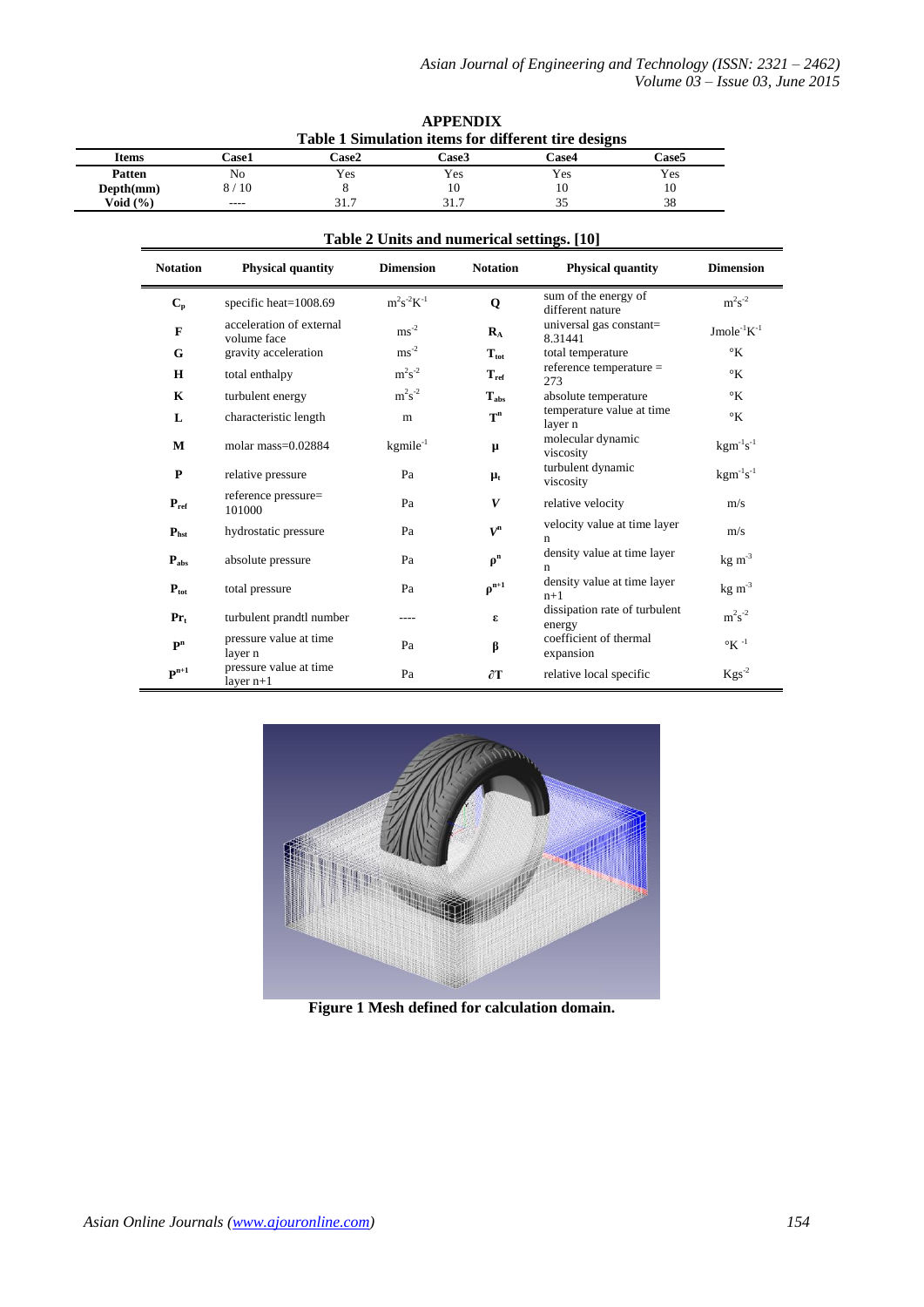# APPENDIX

**Table 1 Simulation items for different tire designs**

| Items | Case1 | Case2 | Case3 | Case4 | Case5 |
|---|---|---|---|---|---|
| **Patten** | No | Yes | Yes | Yes | Yes |
| **Depth(mm)** | 8 / 10 | 8 | 10 | 10 | 10 |
| **Void (%)** | ---- | 31.7 | 31.7 | 35 | 38 |

**Table 2 Units and numerical settings. [10]**

| Notation | Physical quantity | Dimension | Notation | Physical quantity | Dimension |
|---|---|---|---|---|---|
| $C_p$ | specific heat=1008.69 | $m^2s^{-2}K^{-1}$ | Q | sum of the energy of different nature | $m^2s^{-2}$ |
| F | acceleration of external volume face | $ms^{-2}$ | $R_A$ | universal gas constant= 8.31441 | $Jmole^{-1}K^{-1}$ |
| G | gravity acceleration | $ms^{-2}$ | $T_{tot}$ | total temperature | °K |
| H | total enthalpy | $m^2s^{-2}$ | $T_{ref}$ | reference temperature = 273 | °K |
| K | turbulent energy | $m^2s^{-2}$ | $T_{abs}$ | absolute temperature | °K |
| L | characteristic length | m | $T^n$ | temperature value at time layer n | °K |
| M | molar mass=0.02884 | $kgmile^{-1}$ | μ | molecular dynamic viscosity | $kgm^{-1}s^{-1}$ |
| P | relative pressure | Pa | $\mu_t$ | turbulent dynamic viscosity | $kgm^{-1}s^{-1}$ |
| $P_{ref}$ | reference pressure= 101000 | Pa | V | relative velocity | m/s |
| $P_{hst}$ | hydrostatic pressure | Pa | $V^n$ | velocity value at time layer n | m/s |
| $P_{abs}$ | absolute pressure | Pa | $\rho^n$ | density value at time layer n | kg $m^{-3}$ |
| $P_{tot}$ | total pressure | Pa | $\rho^{n+1}$ | density value at time layer n+1 | kg $m^{-3}$ |
| $Pr_t$ | turbulent prandtl number | ---- | ε | dissipation rate of turbulent energy | $m^2s^{-2}$ |
| $P^n$ | pressure value at time layer n | Pa | β | coefficient of thermal expansion | $°K^{-1}$ |
| $P^{n+1}$ | pressure value at time layer n+1 | Pa | $\partial T$ | relative local specific | $Kgs^{-2}$ |

**Figure 1 Mesh defined for calculation domain.**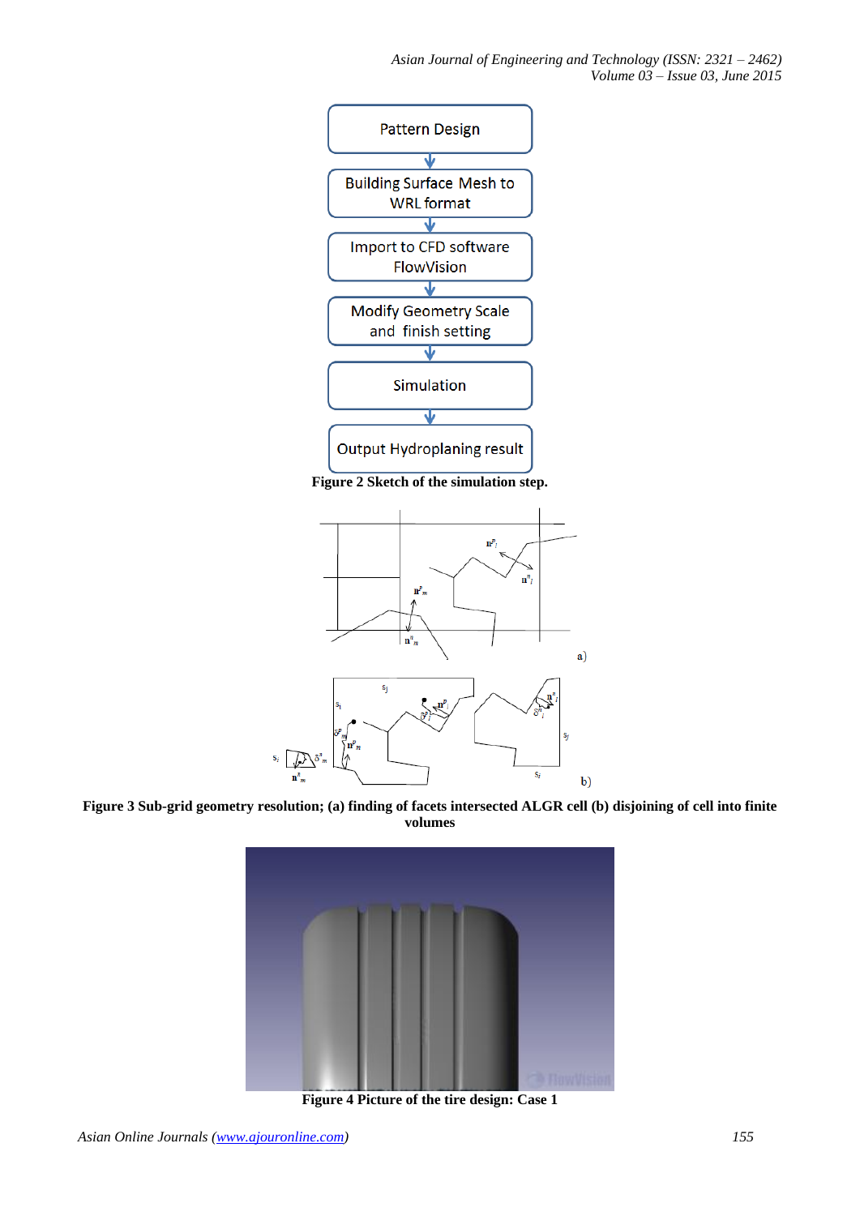Pattern Design

Building Surface Mesh to WRL format

Import to CFD software FlowVision

Modify Geometry Scale and finish setting

Simulation

Output Hydroplaning result

**Figure 2 Sketch of the simulation step.**

**Figure 3 Sub-grid geometry resolution; (a) finding of facets intersected ALGR cell (b) disjoining of cell into finite volumes**

**Figure 4 Picture of the tire design: Case 1**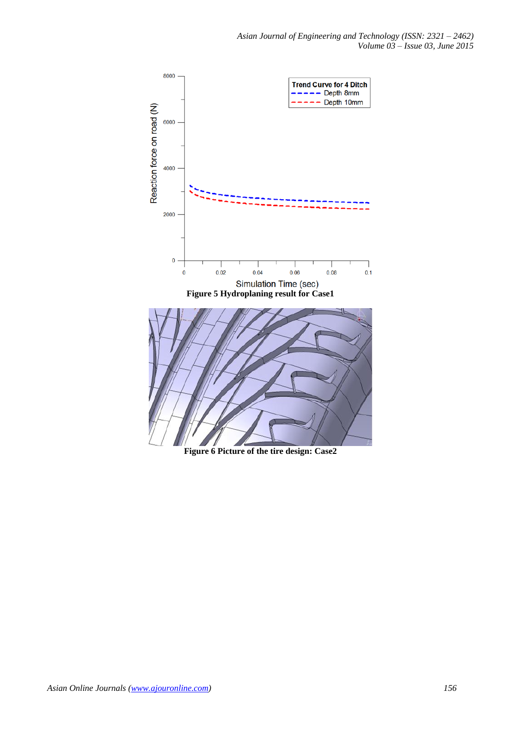**Figure 5 Hydroplaning result for Case1**

**Figure 6 Picture of the tire design: Case2**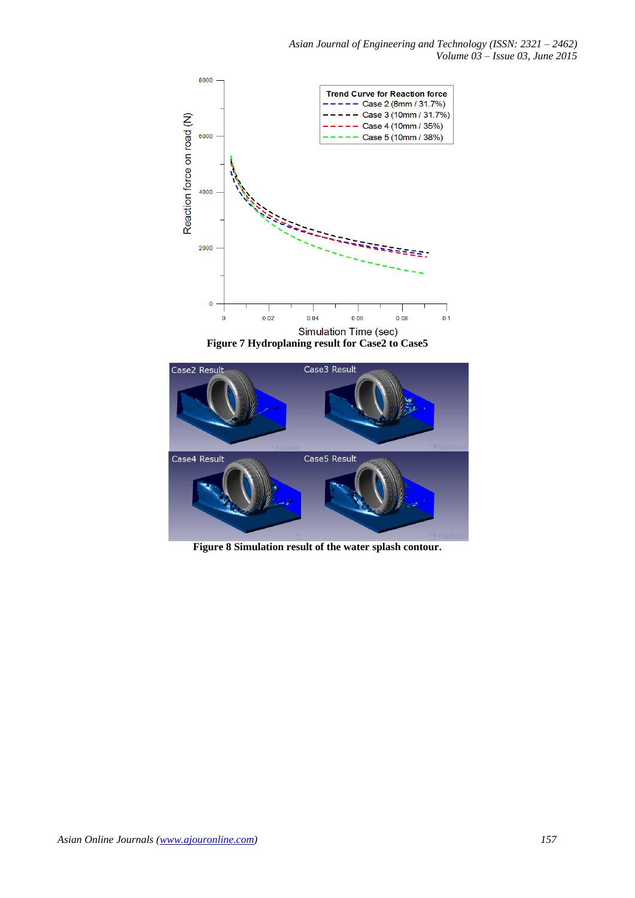Trend Curve for Reaction force
Case 2 (8mm / 31.7%)
Case 3 (10mm / 31.7%)
Case 4 (10mm / 35%)
Case 5 (10mm / 38%)

Reaction force on road (N)

8000
6000
4000
2000
0

0
0.02
0.04
0.06
0.08
0.1

Simulation Time (sec)

**Figure 7 Hydroplaning result for Case2 to Case5**

Case2 Result
Case3 Result
Case4 Result
Case5 Result

**Figure 8 Simulation result of the water splash contour.**